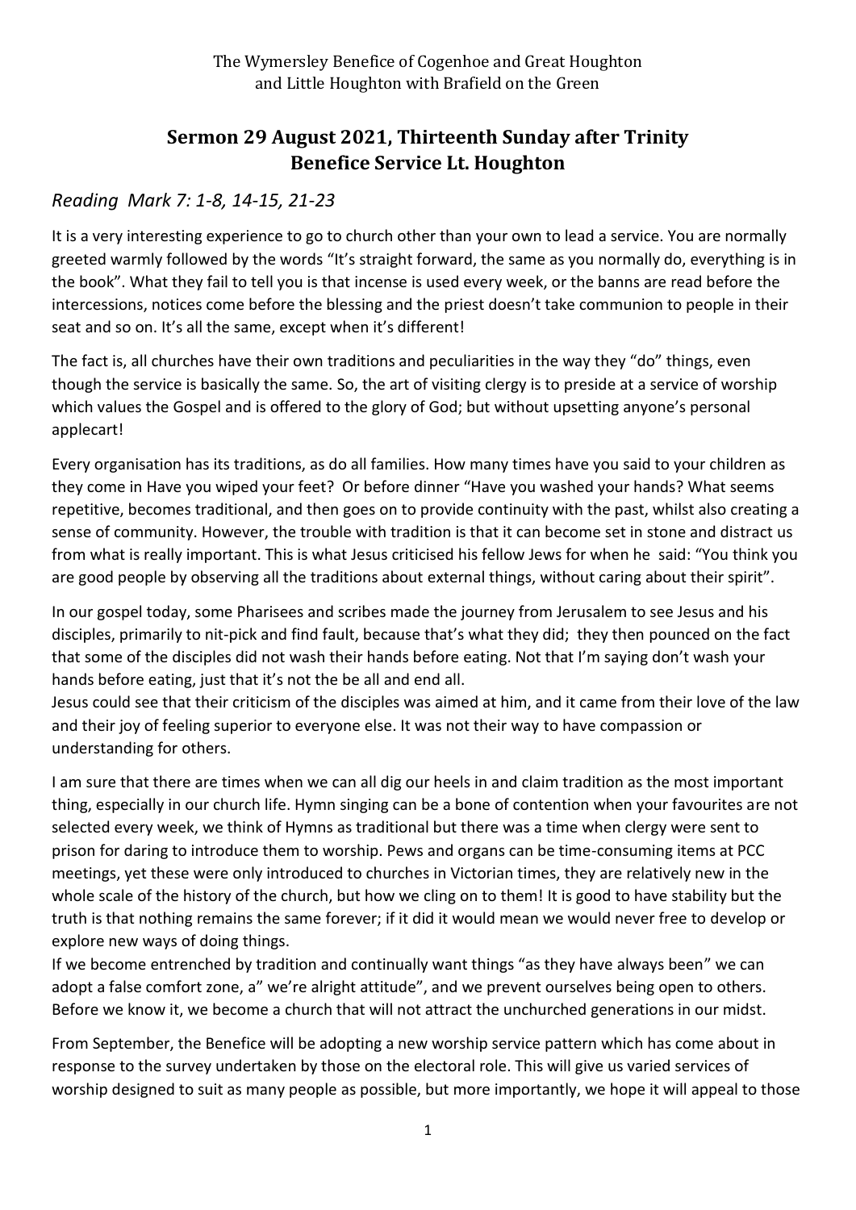The Wymersley Benefice of Cogenhoe and Great Houghton and Little Houghton with Brafield on the Green

# Sermon 29 August 2021, Thirteenth Sunday after Trinity
# Benefice Service Lt. Houghton

## *Reading Mark 7: 1-8, 14-15, 21-23*

It is a very interesting experience to go to church other than your own to lead a service. You are normally greeted warmly followed by the words "It's straight forward, the same as you normally do, everything is in the book". What they fail to tell you is that incense is used every week, or the banns are read before the intercessions, notices come before the blessing and the priest doesn't take communion to people in their seat and so on. It's all the same, except when it's different!

The fact is, all churches have their own traditions and peculiarities in the way they "do" things, even though the service is basically the same. So, the art of visiting clergy is to preside at a service of worship which values the Gospel and is offered to the glory of God; but without upsetting anyone's personal applecart!

Every organisation has its traditions, as do all families. How many times have you said to your children as they come in Have you wiped your feet? Or before dinner "Have you washed your hands? What seems repetitive, becomes traditional, and then goes on to provide continuity with the past, whilst also creating a sense of community. However, the trouble with tradition is that it can become set in stone and distract us from what is really important. This is what Jesus criticised his fellow Jews for when he said: "You think you are good people by observing all the traditions about external things, without caring about their spirit".

In our gospel today, some Pharisees and scribes made the journey from Jerusalem to see Jesus and his disciples, primarily to nit-pick and find fault, because that's what they did; they then pounced on the fact that some of the disciples did not wash their hands before eating. Not that I'm saying don't wash your hands before eating, just that it's not the be all and end all.
Jesus could see that their criticism of the disciples was aimed at him, and it came from their love of the law and their joy of feeling superior to everyone else. It was not their way to have compassion or understanding for others.

I am sure that there are times when we can all dig our heels in and claim tradition as the most important thing, especially in our church life. Hymn singing can be a bone of contention when your favourites are not selected every week, we think of Hymns as traditional but there was a time when clergy were sent to prison for daring to introduce them to worship. Pews and organs can be time-consuming items at PCC meetings, yet these were only introduced to churches in Victorian times, they are relatively new in the whole scale of the history of the church, but how we cling on to them! It is good to have stability but the truth is that nothing remains the same forever; if it did it would mean we would never free to develop or explore new ways of doing things.
If we become entrenched by tradition and continually want things "as they have always been" we can adopt a false comfort zone, a" we're alright attitude", and we prevent ourselves being open to others. Before we know it, we become a church that will not attract the unchurched generations in our midst.

From September, the Benefice will be adopting a new worship service pattern which has come about in response to the survey undertaken by those on the electoral role. This will give us varied services of worship designed to suit as many people as possible, but more importantly, we hope it will appeal to those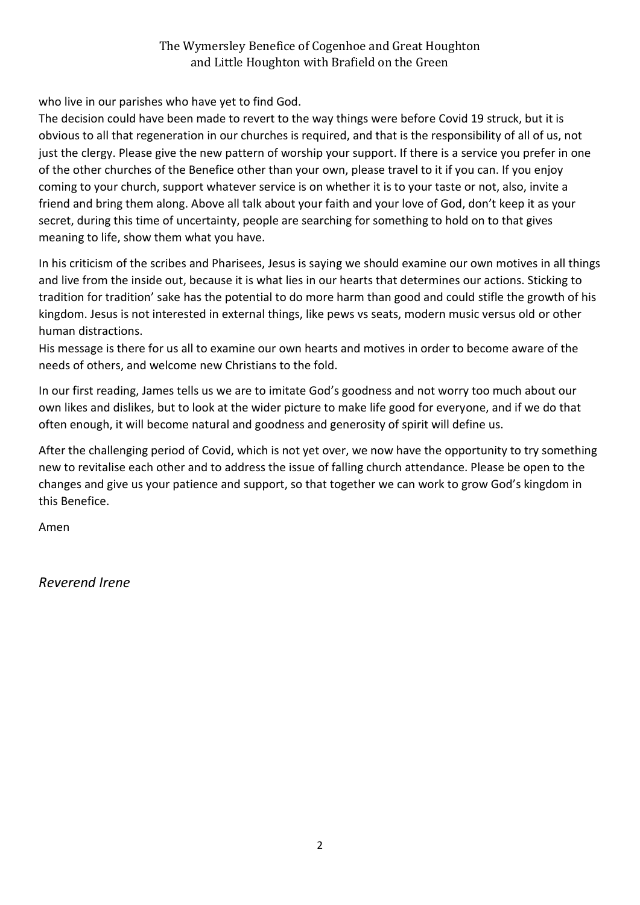who live in our parishes who have yet to find God.
The decision could have been made to revert to the way things were before Covid 19 struck, but it is obvious to all that regeneration in our churches is required, and that is the responsibility of all of us, not just the clergy. Please give the new pattern of worship your support. If there is a service you prefer in one of the other churches of the Benefice other than your own, please travel to it if you can. If you enjoy coming to your church, support whatever service is on whether it is to your taste or not, also, invite a friend and bring them along. Above all talk about your faith and your love of God, don't keep it as your secret, during this time of uncertainty, people are searching for something to hold on to that gives meaning to life, show them what you have.

In his criticism of the scribes and Pharisees, Jesus is saying we should examine our own motives in all things and live from the inside out, because it is what lies in our hearts that determines our actions. Sticking to tradition for tradition' sake has the potential to do more harm than good and could stifle the growth of his kingdom. Jesus is not interested in external things, like pews vs seats, modern music versus old or other human distractions.
His message is there for us all to examine our own hearts and motives in order to become aware of the needs of others, and welcome new Christians to the fold.

In our first reading, James tells us we are to imitate God's goodness and not worry too much about our own likes and dislikes, but to look at the wider picture to make life good for everyone, and if we do that often enough, it will become natural and goodness and generosity of spirit will define us.

After the challenging period of Covid, which is not yet over, we now have the opportunity to try something new to revitalise each other and to address the issue of falling church attendance. Please be open to the changes and give us your patience and support, so that together we can work to grow God's kingdom in this Benefice.

Amen

*Reverend Irene*